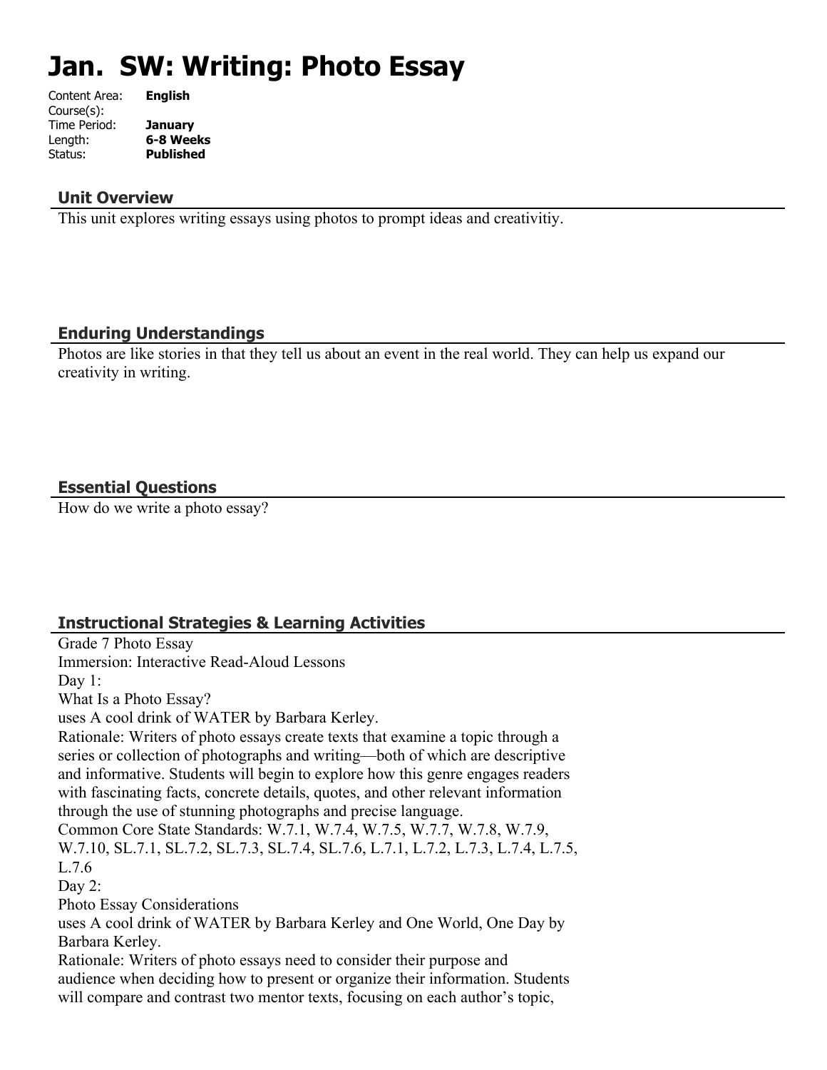# Jan. SW: Writing: Photo Essay

Content Area: **English**
Course(s):
Time Period: **January**
Length: **6-8 Weeks**
Status: **Published**

## Unit Overview

This unit explores writing essays using photos to prompt ideas and creativitiy.

## Enduring Understandings

Photos are like stories in that they tell us about an event in the real world. They can help us expand our creativity in writing.

## Essential Questions

How do we write a photo essay?

## Instructional Strategies & Learning Activities

Grade 7 Photo Essay
Immersion: Interactive Read-Aloud Lessons
Day 1:
What Is a Photo Essay?
uses A cool drink of WATER by Barbara Kerley.
Rationale: Writers of photo essays create texts that examine a topic through a series or collection of photographs and writing—both of which are descriptive and informative. Students will begin to explore how this genre engages readers with fascinating facts, concrete details, quotes, and other relevant information through the use of stunning photographs and precise language.
Common Core State Standards: W.7.1, W.7.4, W.7.5, W.7.7, W.7.8, W.7.9, W.7.10, SL.7.1, SL.7.2, SL.7.3, SL.7.4, SL.7.6, L.7.1, L.7.2, L.7.3, L.7.4, L.7.5, L.7.6
Day 2:
Photo Essay Considerations
uses A cool drink of WATER by Barbara Kerley and One World, One Day by Barbara Kerley.
Rationale: Writers of photo essays need to consider their purpose and audience when deciding how to present or organize their information. Students will compare and contrast two mentor texts, focusing on each author's topic,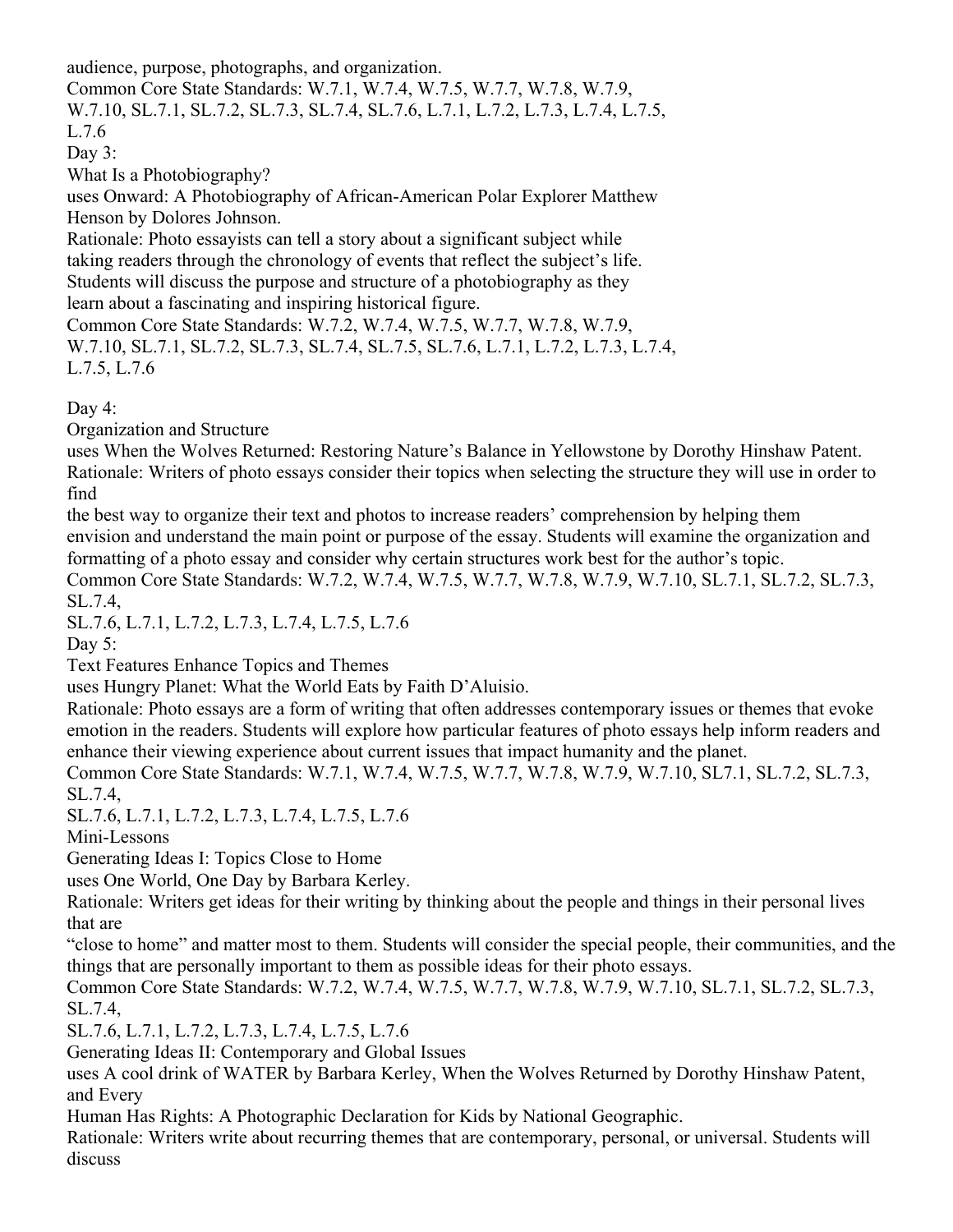audience, purpose, photographs, and organization.
Common Core State Standards: W.7.1, W.7.4, W.7.5, W.7.7, W.7.8, W.7.9, W.7.10, SL.7.1, SL.7.2, SL.7.3, SL.7.4, SL.7.6, L.7.1, L.7.2, L.7.3, L.7.4, L.7.5, L.7.6

Day 3:
What Is a Photobiography?
uses Onward: A Photobiography of African-American Polar Explorer Matthew Henson by Dolores Johnson.
Rationale: Photo essayists can tell a story about a significant subject while taking readers through the chronology of events that reflect the subject's life. Students will discuss the purpose and structure of a photobiography as they learn about a fascinating and inspiring historical figure.
Common Core State Standards: W.7.2, W.7.4, W.7.5, W.7.7, W.7.8, W.7.9, W.7.10, SL.7.1, SL.7.2, SL.7.3, SL.7.4, SL.7.5, SL.7.6, L.7.1, L.7.2, L.7.3, L.7.4, L.7.5, L.7.6

Day 4:
Organization and Structure
uses When the Wolves Returned: Restoring Nature's Balance in Yellowstone by Dorothy Hinshaw Patent.
Rationale: Writers of photo essays consider their topics when selecting the structure they will use in order to find the best way to organize their text and photos to increase readers' comprehension by helping them envision and understand the main point or purpose of the essay. Students will examine the organization and formatting of a photo essay and consider why certain structures work best for the author's topic.
Common Core State Standards: W.7.2, W.7.4, W.7.5, W.7.7, W.7.8, W.7.9, W.7.10, SL.7.1, SL.7.2, SL.7.3, SL.7.4, SL.7.6, L.7.1, L.7.2, L.7.3, L.7.4, L.7.5, L.7.6

Day 5:
Text Features Enhance Topics and Themes
uses Hungry Planet: What the World Eats by Faith D'Aluisio.
Rationale: Photo essays are a form of writing that often addresses contemporary issues or themes that evoke emotion in the readers. Students will explore how particular features of photo essays help inform readers and enhance their viewing experience about current issues that impact humanity and the planet.
Common Core State Standards: W.7.1, W.7.4, W.7.5, W.7.7, W.7.8, W.7.9, W.7.10, SL7.1, SL.7.2, SL.7.3, SL.7.4, SL.7.6, L.7.1, L.7.2, L.7.3, L.7.4, L.7.5, L.7.6

Mini-Lessons

Generating Ideas I: Topics Close to Home
uses One World, One Day by Barbara Kerley.
Rationale: Writers get ideas for their writing by thinking about the people and things in their personal lives that are "close to home" and matter most to them. Students will consider the special people, their communities, and the things that are personally important to them as possible ideas for their photo essays.
Common Core State Standards: W.7.2, W.7.4, W.7.5, W.7.7, W.7.8, W.7.9, W.7.10, SL.7.1, SL.7.2, SL.7.3, SL.7.4, SL.7.6, L.7.1, L.7.2, L.7.3, L.7.4, L.7.5, L.7.6

Generating Ideas II: Contemporary and Global Issues
uses A cool drink of WATER by Barbara Kerley, When the Wolves Returned by Dorothy Hinshaw Patent, and Every Human Has Rights: A Photographic Declaration for Kids by National Geographic.
Rationale: Writers write about recurring themes that are contemporary, personal, or universal. Students will discuss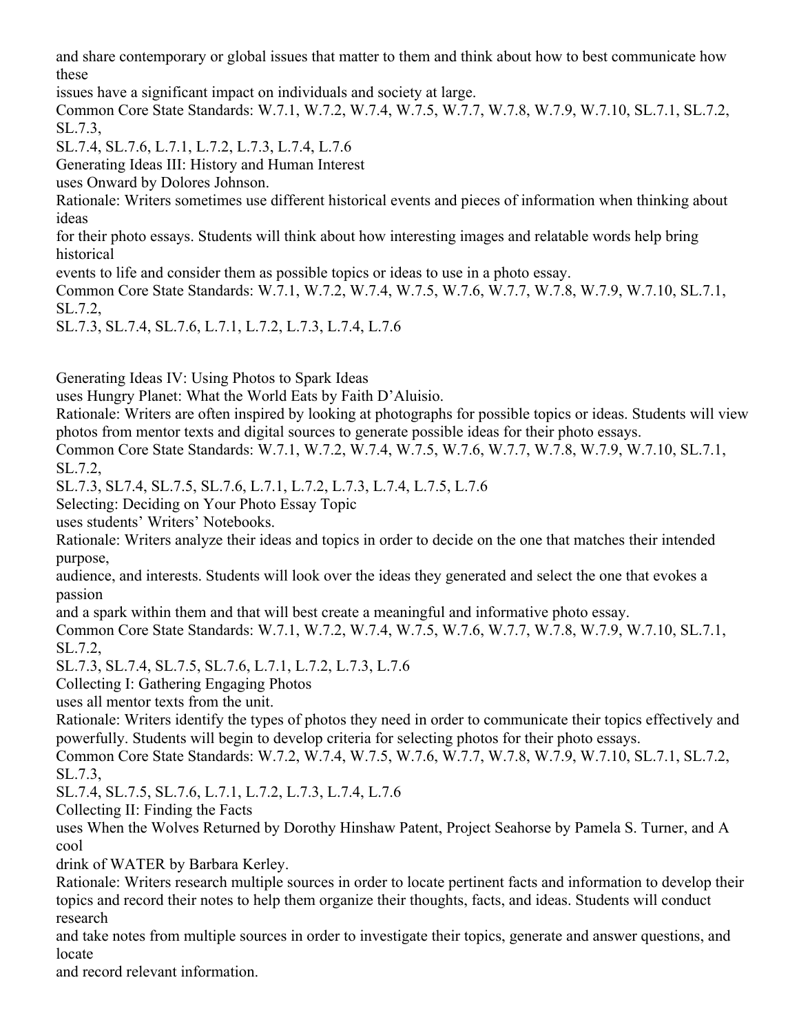and share contemporary or global issues that matter to them and think about how to best communicate how these issues have a significant impact on individuals and society at large.

Common Core State Standards: W.7.1, W.7.2, W.7.4, W.7.5, W.7.7, W.7.8, W.7.9, W.7.10, SL.7.1, SL.7.2, SL.7.3, SL.7.4, SL.7.6, L.7.1, L.7.2, L.7.3, L.7.4, L.7.6

Generating Ideas III: History and Human Interest

uses Onward by Dolores Johnson.

Rationale: Writers sometimes use different historical events and pieces of information when thinking about ideas for their photo essays. Students will think about how interesting images and relatable words help bring historical events to life and consider them as possible topics or ideas to use in a photo essay.

Common Core State Standards: W.7.1, W.7.2, W.7.4, W.7.5, W.7.6, W.7.7, W.7.8, W.7.9, W.7.10, SL.7.1, SL.7.2, SL.7.3, SL.7.4, SL.7.6, L.7.1, L.7.2, L.7.3, L.7.4, L.7.6

Generating Ideas IV: Using Photos to Spark Ideas

uses Hungry Planet: What the World Eats by Faith D'Aluisio.

Rationale: Writers are often inspired by looking at photographs for possible topics or ideas. Students will view photos from mentor texts and digital sources to generate possible ideas for their photo essays.

Common Core State Standards: W.7.1, W.7.2, W.7.4, W.7.5, W.7.6, W.7.7, W.7.8, W.7.9, W.7.10, SL.7.1, SL.7.2, SL.7.3, SL7.4, SL.7.5, SL.7.6, L.7.1, L.7.2, L.7.3, L.7.4, L.7.5, L.7.6

Selecting: Deciding on Your Photo Essay Topic

uses students' Writers' Notebooks.

Rationale: Writers analyze their ideas and topics in order to decide on the one that matches their intended purpose, audience, and interests. Students will look over the ideas they generated and select the one that evokes a passion and a spark within them and that will best create a meaningful and informative photo essay.

Common Core State Standards: W.7.1, W.7.2, W.7.4, W.7.5, W.7.6, W.7.7, W.7.8, W.7.9, W.7.10, SL.7.1, SL.7.2, SL.7.3, SL.7.4, SL.7.5, SL.7.6, L.7.1, L.7.2, L.7.3, L.7.6

Collecting I: Gathering Engaging Photos

uses all mentor texts from the unit.

Rationale: Writers identify the types of photos they need in order to communicate their topics effectively and powerfully. Students will begin to develop criteria for selecting photos for their photo essays.

Common Core State Standards: W.7.2, W.7.4, W.7.5, W.7.6, W.7.7, W.7.8, W.7.9, W.7.10, SL.7.1, SL.7.2, SL.7.3, SL.7.4, SL.7.5, SL.7.6, L.7.1, L.7.2, L.7.3, L.7.4, L.7.6

Collecting II: Finding the Facts

uses When the Wolves Returned by Dorothy Hinshaw Patent, Project Seahorse by Pamela S. Turner, and A cool drink of WATER by Barbara Kerley.

Rationale: Writers research multiple sources in order to locate pertinent facts and information to develop their topics and record their notes to help them organize their thoughts, facts, and ideas. Students will conduct research and take notes from multiple sources in order to investigate their topics, generate and answer questions, and locate and record relevant information.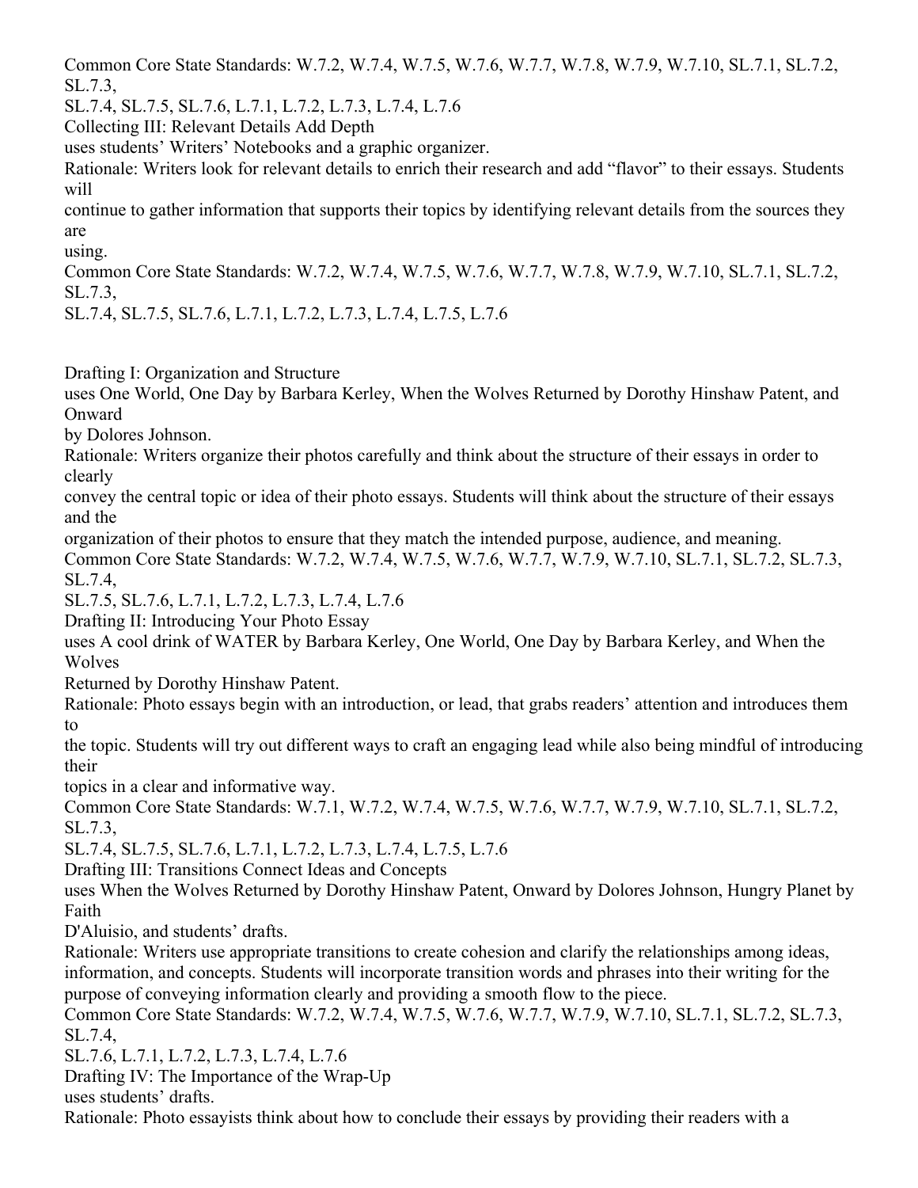Common Core State Standards: W.7.2, W.7.4, W.7.5, W.7.6, W.7.7, W.7.8, W.7.9, W.7.10, SL.7.1, SL.7.2, SL.7.3, SL.7.4, SL.7.5, SL.7.6, L.7.1, L.7.2, L.7.3, L.7.4, L.7.6

Collecting III: Relevant Details Add Depth

uses students' Writers' Notebooks and a graphic organizer.

Rationale: Writers look for relevant details to enrich their research and add "flavor" to their essays. Students will continue to gather information that supports their topics by identifying relevant details from the sources they are using.

Common Core State Standards: W.7.2, W.7.4, W.7.5, W.7.6, W.7.7, W.7.8, W.7.9, W.7.10, SL.7.1, SL.7.2, SL.7.3, SL.7.4, SL.7.5, SL.7.6, L.7.1, L.7.2, L.7.3, L.7.4, L.7.5, L.7.6

Drafting I: Organization and Structure

uses One World, One Day by Barbara Kerley, When the Wolves Returned by Dorothy Hinshaw Patent, and Onward by Dolores Johnson.

Rationale: Writers organize their photos carefully and think about the structure of their essays in order to clearly convey the central topic or idea of their photo essays. Students will think about the structure of their essays and the organization of their photos to ensure that they match the intended purpose, audience, and meaning.

Common Core State Standards: W.7.2, W.7.4, W.7.5, W.7.6, W.7.7, W.7.9, W.7.10, SL.7.1, SL.7.2, SL.7.3, SL.7.4, SL.7.5, SL.7.6, L.7.1, L.7.2, L.7.3, L.7.4, L.7.6

Drafting II: Introducing Your Photo Essay

uses A cool drink of WATER by Barbara Kerley, One World, One Day by Barbara Kerley, and When the Wolves Returned by Dorothy Hinshaw Patent.

Rationale: Photo essays begin with an introduction, or lead, that grabs readers' attention and introduces them to the topic. Students will try out different ways to craft an engaging lead while also being mindful of introducing their topics in a clear and informative way.

Common Core State Standards: W.7.1, W.7.2, W.7.4, W.7.5, W.7.6, W.7.7, W.7.9, W.7.10, SL.7.1, SL.7.2, SL.7.3, SL.7.4, SL.7.5, SL.7.6, L.7.1, L.7.2, L.7.3, L.7.4, L.7.5, L.7.6

Drafting III: Transitions Connect Ideas and Concepts

uses When the Wolves Returned by Dorothy Hinshaw Patent, Onward by Dolores Johnson, Hungry Planet by Faith D'Aluisio, and students' drafts.

Rationale: Writers use appropriate transitions to create cohesion and clarify the relationships among ideas, information, and concepts. Students will incorporate transition words and phrases into their writing for the purpose of conveying information clearly and providing a smooth flow to the piece.

Common Core State Standards: W.7.2, W.7.4, W.7.5, W.7.6, W.7.7, W.7.9, W.7.10, SL.7.1, SL.7.2, SL.7.3, SL.7.4, SL.7.6, L.7.1, L.7.2, L.7.3, L.7.4, L.7.6

Drafting IV: The Importance of the Wrap-Up

uses students' drafts.

Rationale: Photo essayists think about how to conclude their essays by providing their readers with a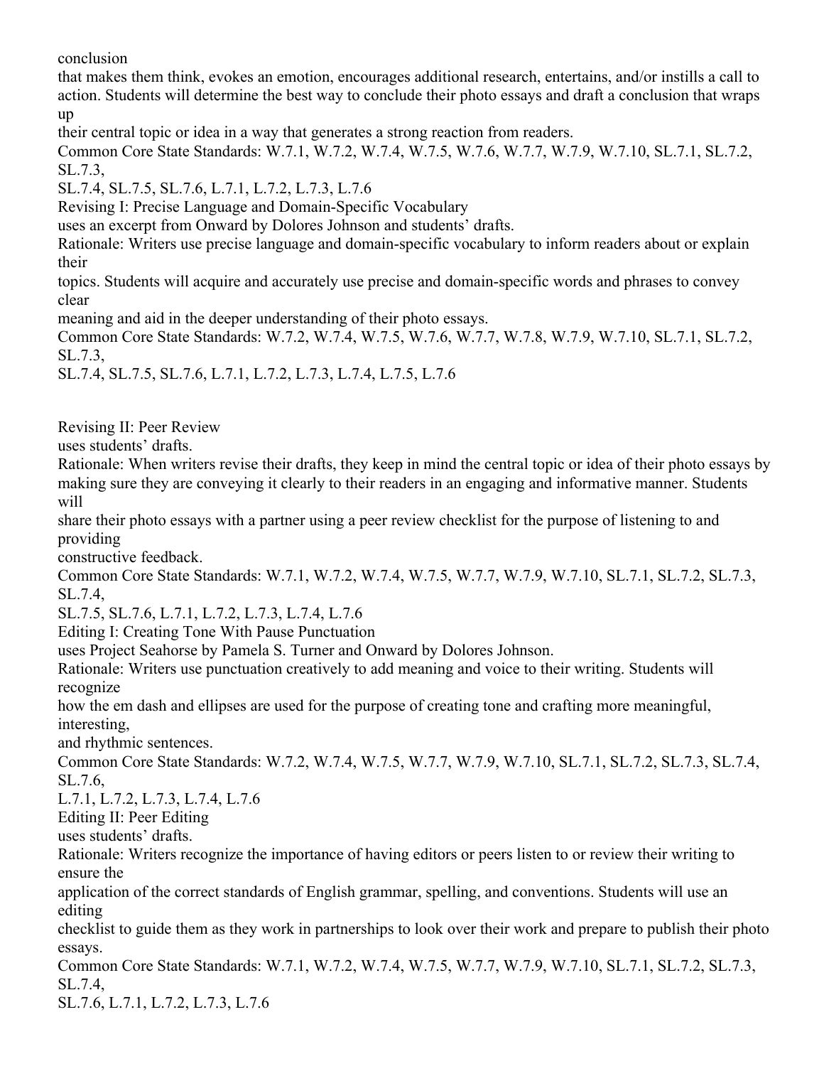conclusion that makes them think, evokes an emotion, encourages additional research, entertains, and/or instills a call to action. Students will determine the best way to conclude their photo essays and draft a conclusion that wraps up their central topic or idea in a way that generates a strong reaction from readers.

Common Core State Standards: W.7.1, W.7.2, W.7.4, W.7.5, W.7.6, W.7.7, W.7.9, W.7.10, SL.7.1, SL.7.2, SL.7.3, SL.7.4, SL.7.5, SL.7.6, L.7.1, L.7.2, L.7.3, L.7.6

Revising I: Precise Language and Domain-Specific Vocabulary

uses an excerpt from Onward by Dolores Johnson and students' drafts.

Rationale: Writers use precise language and domain-specific vocabulary to inform readers about or explain their topics. Students will acquire and accurately use precise and domain-specific words and phrases to convey clear meaning and aid in the deeper understanding of their photo essays.

Common Core State Standards: W.7.2, W.7.4, W.7.5, W.7.6, W.7.7, W.7.8, W.7.9, W.7.10, SL.7.1, SL.7.2, SL.7.3, SL.7.4, SL.7.5, SL.7.6, L.7.1, L.7.2, L.7.3, L.7.4, L.7.5, L.7.6

Revising II: Peer Review

uses students' drafts.

Rationale: When writers revise their drafts, they keep in mind the central topic or idea of their photo essays by making sure they are conveying it clearly to their readers in an engaging and informative manner. Students will share their photo essays with a partner using a peer review checklist for the purpose of listening to and providing constructive feedback.

Common Core State Standards: W.7.1, W.7.2, W.7.4, W.7.5, W.7.7, W.7.9, W.7.10, SL.7.1, SL.7.2, SL.7.3, SL.7.4, SL.7.5, SL.7.6, L.7.1, L.7.2, L.7.3, L.7.4, L.7.6

Editing I: Creating Tone With Pause Punctuation

uses Project Seahorse by Pamela S. Turner and Onward by Dolores Johnson.

Rationale: Writers use punctuation creatively to add meaning and voice to their writing. Students will recognize how the em dash and ellipses are used for the purpose of creating tone and crafting more meaningful, interesting, and rhythmic sentences.

Common Core State Standards: W.7.2, W.7.4, W.7.5, W.7.7, W.7.9, W.7.10, SL.7.1, SL.7.2, SL.7.3, SL.7.4, SL.7.6, L.7.1, L.7.2, L.7.3, L.7.4, L.7.6

Editing II: Peer Editing

uses students' drafts.

Rationale: Writers recognize the importance of having editors or peers listen to or review their writing to ensure the application of the correct standards of English grammar, spelling, and conventions. Students will use an editing checklist to guide them as they work in partnerships to look over their work and prepare to publish their photo essays.

Common Core State Standards: W.7.1, W.7.2, W.7.4, W.7.5, W.7.7, W.7.9, W.7.10, SL.7.1, SL.7.2, SL.7.3, SL.7.4, SL.7.6, L.7.1, L.7.2, L.7.3, L.7.6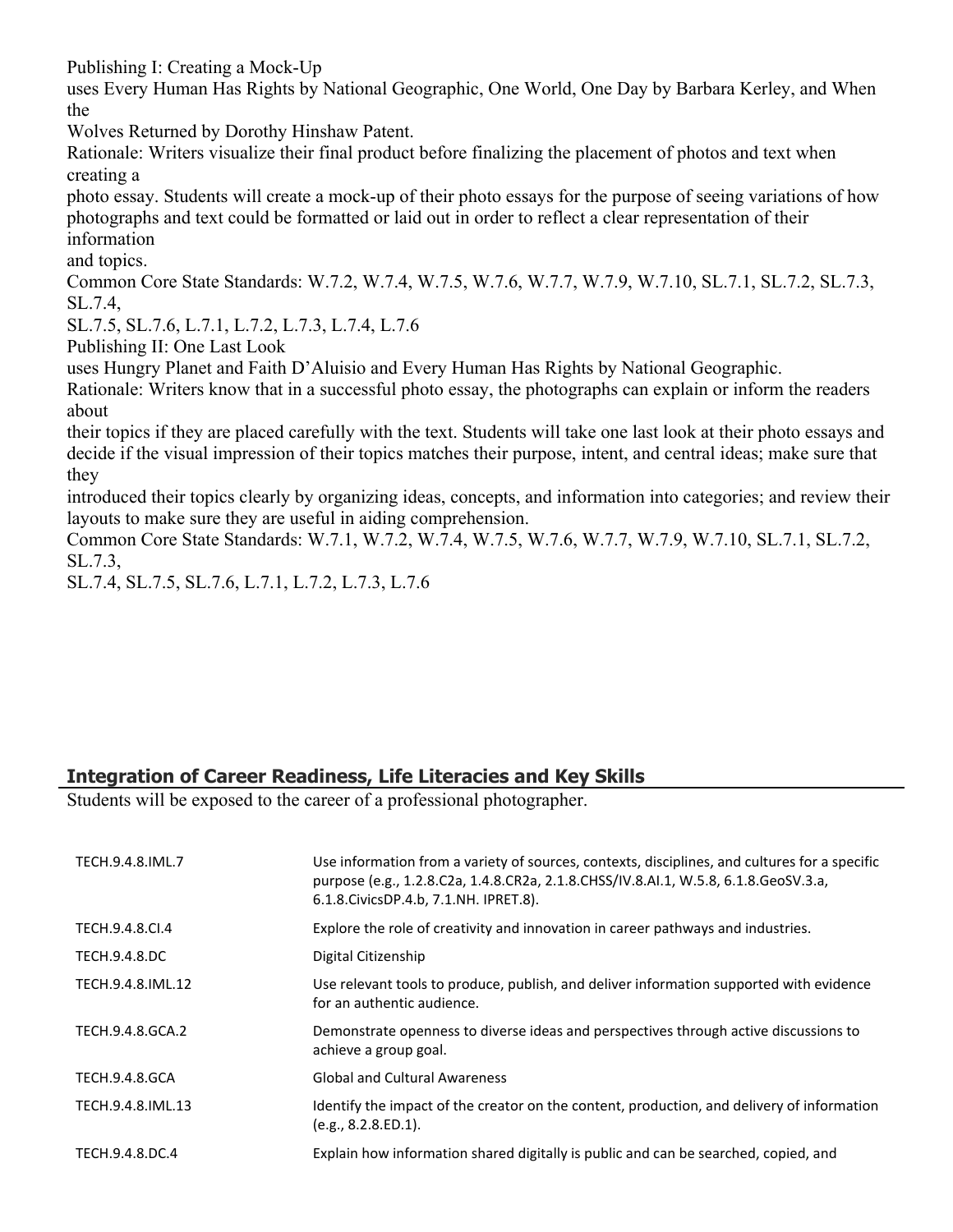Publishing I: Creating a Mock-Up
uses Every Human Has Rights by National Geographic, One World, One Day by Barbara Kerley, and When the Wolves Returned by Dorothy Hinshaw Patent.
Rationale: Writers visualize their final product before finalizing the placement of photos and text when creating a photo essay. Students will create a mock-up of their photo essays for the purpose of seeing variations of how photographs and text could be formatted or laid out in order to reflect a clear representation of their information and topics.
Common Core State Standards: W.7.2, W.7.4, W.7.5, W.7.6, W.7.7, W.7.9, W.7.10, SL.7.1, SL.7.2, SL.7.3, SL.7.4, SL.7.5, SL.7.6, L.7.1, L.7.2, L.7.3, L.7.4, L.7.6
Publishing II: One Last Look
uses Hungry Planet and Faith D'Aluisio and Every Human Has Rights by National Geographic.
Rationale: Writers know that in a successful photo essay, the photographs can explain or inform the readers about their topics if they are placed carefully with the text. Students will take one last look at their photo essays and decide if the visual impression of their topics matches their purpose, intent, and central ideas; make sure that they introduced their topics clearly by organizing ideas, concepts, and information into categories; and review their layouts to make sure they are useful in aiding comprehension.
Common Core State Standards: W.7.1, W.7.2, W.7.4, W.7.5, W.7.6, W.7.7, W.7.9, W.7.10, SL.7.1, SL.7.2, SL.7.3, SL.7.4, SL.7.5, SL.7.6, L.7.1, L.7.2, L.7.3, L.7.6

## Integration of Career Readiness, Life Literacies and Key Skills

Students will be exposed to the career of a professional photographer.

| | |
|---|---|
| TECH.9.4.8.IML.7 | Use information from a variety of sources, contexts, disciplines, and cultures for a specific purpose (e.g., 1.2.8.C2a, 1.4.8.CR2a, 2.1.8.CHSS/IV.8.AI.1, W.5.8, 6.1.8.GeoSV.3.a, 6.1.8.CivicsDP.4.b, 7.1.NH. IPRET.8). |
| TECH.9.4.8.CI.4 | Explore the role of creativity and innovation in career pathways and industries. |
| TECH.9.4.8.DC | Digital Citizenship |
| TECH.9.4.8.IML.12 | Use relevant tools to produce, publish, and deliver information supported with evidence for an authentic audience. |
| TECH.9.4.8.GCA.2 | Demonstrate openness to diverse ideas and perspectives through active discussions to achieve a group goal. |
| TECH.9.4.8.GCA | Global and Cultural Awareness |
| TECH.9.4.8.IML.13 | Identify the impact of the creator on the content, production, and delivery of information (e.g., 8.2.8.ED.1). |
| TECH.9.4.8.DC.4 | Explain how information shared digitally is public and can be searched, copied, and |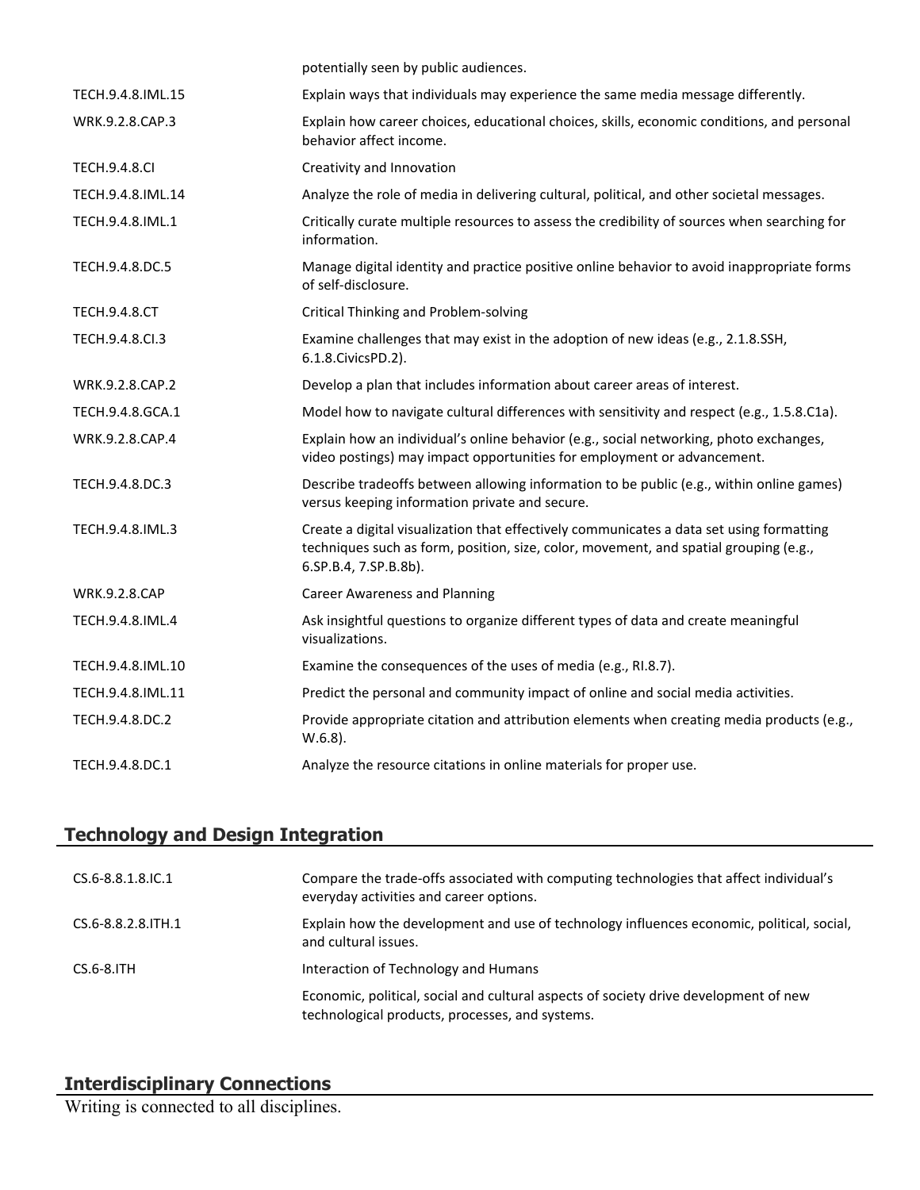| | |
|---|---|
| | potentially seen by public audiences. |
| TECH.9.4.8.IML.15 | Explain ways that individuals may experience the same media message differently. |
| WRK.9.2.8.CAP.3 | Explain how career choices, educational choices, skills, economic conditions, and personal behavior affect income. |
| TECH.9.4.8.CI | Creativity and Innovation |
| TECH.9.4.8.IML.14 | Analyze the role of media in delivering cultural, political, and other societal messages. |
| TECH.9.4.8.IML.1 | Critically curate multiple resources to assess the credibility of sources when searching for information. |
| TECH.9.4.8.DC.5 | Manage digital identity and practice positive online behavior to avoid inappropriate forms of self-disclosure. |
| TECH.9.4.8.CT | Critical Thinking and Problem-solving |
| TECH.9.4.8.CI.3 | Examine challenges that may exist in the adoption of new ideas (e.g., 2.1.8.SSH, 6.1.8.CivicsPD.2). |
| WRK.9.2.8.CAP.2 | Develop a plan that includes information about career areas of interest. |
| TECH.9.4.8.GCA.1 | Model how to navigate cultural differences with sensitivity and respect (e.g., 1.5.8.C1a). |
| WRK.9.2.8.CAP.4 | Explain how an individual's online behavior (e.g., social networking, photo exchanges, video postings) may impact opportunities for employment or advancement. |
| TECH.9.4.8.DC.3 | Describe tradeoffs between allowing information to be public (e.g., within online games) versus keeping information private and secure. |
| TECH.9.4.8.IML.3 | Create a digital visualization that effectively communicates a data set using formatting techniques such as form, position, size, color, movement, and spatial grouping (e.g., 6.SP.B.4, 7.SP.B.8b). |
| WRK.9.2.8.CAP | Career Awareness and Planning |
| TECH.9.4.8.IML.4 | Ask insightful questions to organize different types of data and create meaningful visualizations. |
| TECH.9.4.8.IML.10 | Examine the consequences of the uses of media (e.g., RI.8.7). |
| TECH.9.4.8.IML.11 | Predict the personal and community impact of online and social media activities. |
| TECH.9.4.8.DC.2 | Provide appropriate citation and attribution elements when creating media products (e.g., W.6.8). |
| TECH.9.4.8.DC.1 | Analyze the resource citations in online materials for proper use. |

## Technology and Design Integration

| | |
|---|---|
| CS.6-8.8.1.8.IC.1 | Compare the trade-offs associated with computing technologies that affect individual's everyday activities and career options. |
| CS.6-8.8.2.8.ITH.1 | Explain how the development and use of technology influences economic, political, social, and cultural issues. |
| CS.6-8.ITH | Interaction of Technology and Humans |
| | Economic, political, social and cultural aspects of society drive development of new technological products, processes, and systems. |

## Interdisciplinary Connections

Writing is connected to all disciplines.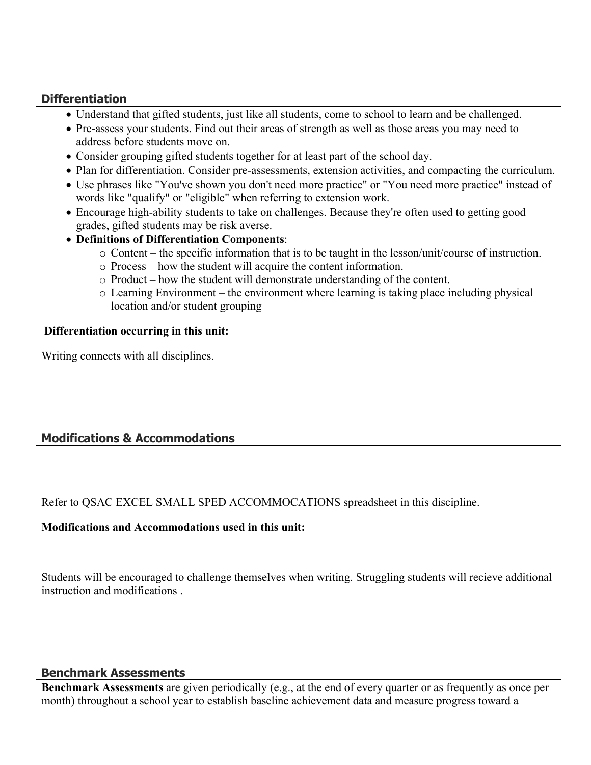## Differentiation

- Understand that gifted students, just like all students, come to school to learn and be challenged.
- Pre-assess your students. Find out their areas of strength as well as those areas you may need to address before students move on.
- Consider grouping gifted students together for at least part of the school day.
- Plan for differentiation. Consider pre-assessments, extension activities, and compacting the curriculum.
- Use phrases like "You've shown you don't need more practice" or "You need more practice" instead of words like "qualify" or "eligible" when referring to extension work.
- Encourage high-ability students to take on challenges. Because they're often used to getting good grades, gifted students may be risk averse.
- **Definitions of Differentiation Components**:
  - Content – the specific information that is to be taught in the lesson/unit/course of instruction.
  - Process – how the student will acquire the content information.
  - Product – how the student will demonstrate understanding of the content.
  - Learning Environment – the environment where learning is taking place including physical location and/or student grouping

**Differentiation occurring in this unit:**

Writing connects with all disciplines.

## Modifications & Accommodations

Refer to QSAC EXCEL SMALL SPED ACCOMMOCATIONS spreadsheet in this discipline.

**Modifications and Accommodations used in this unit:**

Students will be encouraged to challenge themselves when writing. Struggling students will recieve additional instruction and modifications .

## Benchmark Assessments

**Benchmark Assessments** are given periodically (e.g., at the end of every quarter or as frequently as once per month) throughout a school year to establish baseline achievement data and measure progress toward a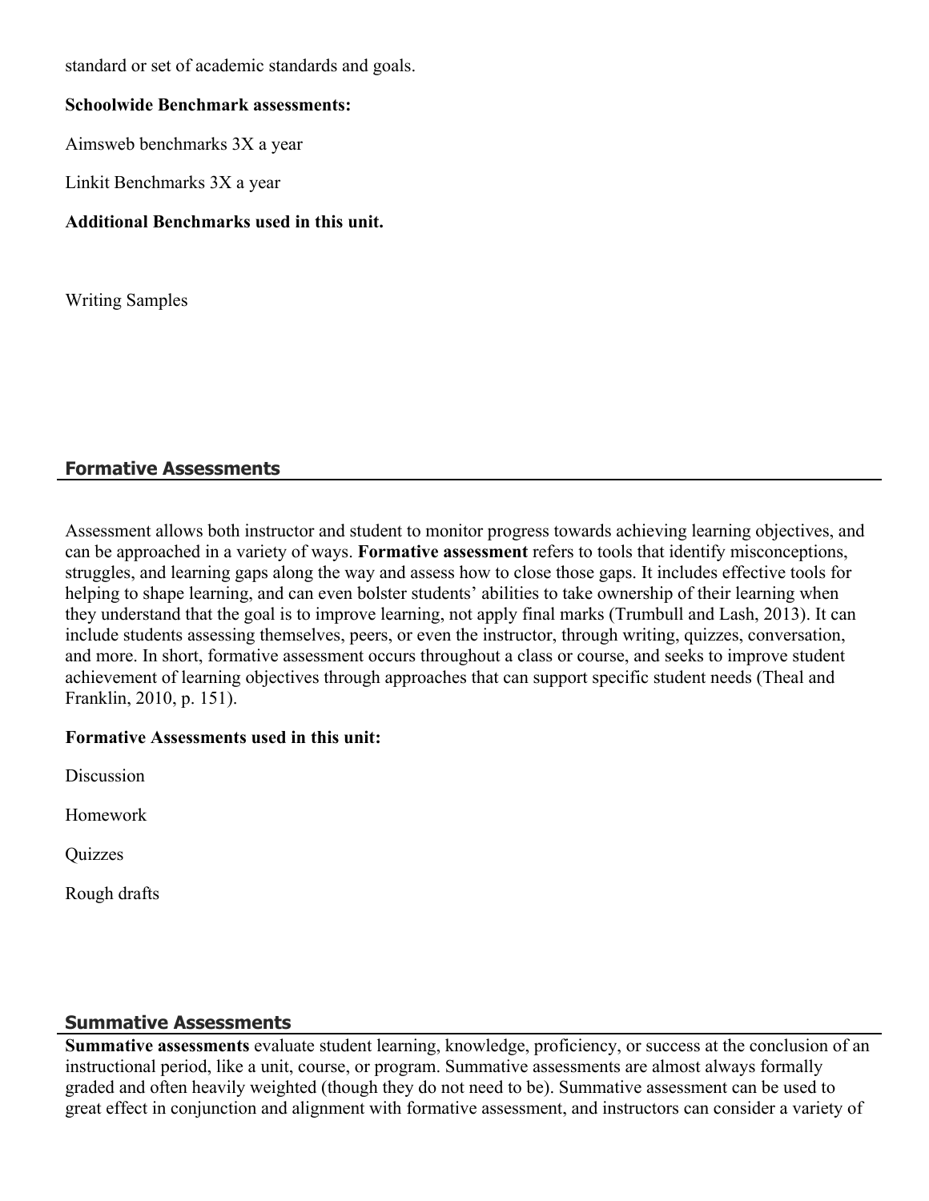standard or set of academic standards and goals.

**Schoolwide Benchmark assessments:**

Aimsweb benchmarks 3X a year

Linkit Benchmarks 3X a year

**Additional Benchmarks used in this unit.**

Writing Samples

## Formative Assessments

Assessment allows both instructor and student to monitor progress towards achieving learning objectives, and can be approached in a variety of ways. **Formative assessment** refers to tools that identify misconceptions, struggles, and learning gaps along the way and assess how to close those gaps. It includes effective tools for helping to shape learning, and can even bolster students' abilities to take ownership of their learning when they understand that the goal is to improve learning, not apply final marks (Trumbull and Lash, 2013). It can include students assessing themselves, peers, or even the instructor, through writing, quizzes, conversation, and more. In short, formative assessment occurs throughout a class or course, and seeks to improve student achievement of learning objectives through approaches that can support specific student needs (Theal and Franklin, 2010, p. 151).

**Formative Assessments used in this unit:**

Discussion

Homework

Quizzes

Rough drafts

## Summative Assessments

**Summative assessments** evaluate student learning, knowledge, proficiency, or success at the conclusion of an instructional period, like a unit, course, or program. Summative assessments are almost always formally graded and often heavily weighted (though they do not need to be). Summative assessment can be used to great effect in conjunction and alignment with formative assessment, and instructors can consider a variety of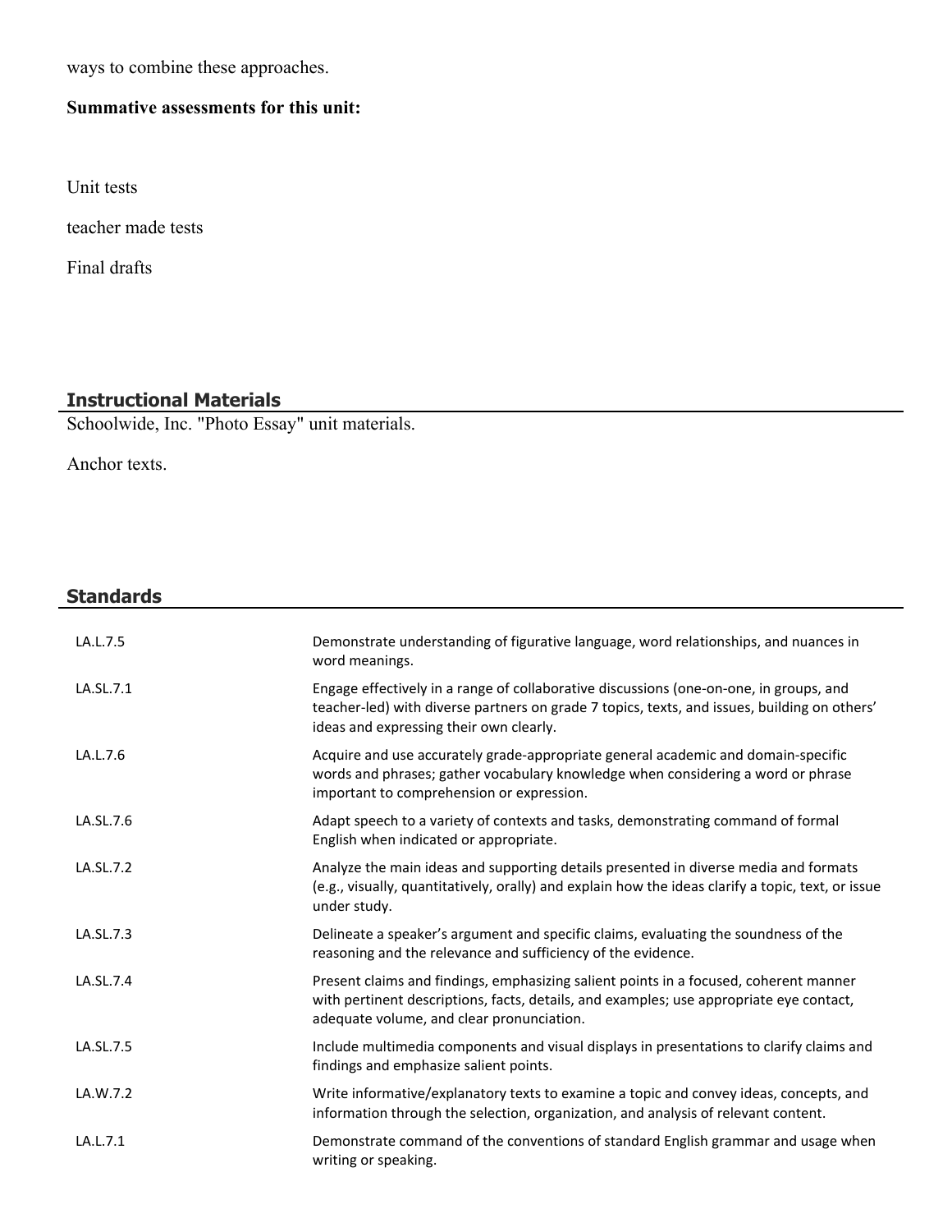ways to combine these approaches.

**Summative assessments for this unit:**

Unit tests

teacher made tests

Final drafts

## Instructional Materials

Schoolwide, Inc. "Photo Essay" unit materials.

Anchor texts.

## Standards

| | |
|---|---|
| LA.L.7.5 | Demonstrate understanding of figurative language, word relationships, and nuances in word meanings. |
| LA.SL.7.1 | Engage effectively in a range of collaborative discussions (one-on-one, in groups, and teacher-led) with diverse partners on grade 7 topics, texts, and issues, building on others' ideas and expressing their own clearly. |
| LA.L.7.6 | Acquire and use accurately grade-appropriate general academic and domain-specific words and phrases; gather vocabulary knowledge when considering a word or phrase important to comprehension or expression. |
| LA.SL.7.6 | Adapt speech to a variety of contexts and tasks, demonstrating command of formal English when indicated or appropriate. |
| LA.SL.7.2 | Analyze the main ideas and supporting details presented in diverse media and formats (e.g., visually, quantitatively, orally) and explain how the ideas clarify a topic, text, or issue under study. |
| LA.SL.7.3 | Delineate a speaker's argument and specific claims, evaluating the soundness of the reasoning and the relevance and sufficiency of the evidence. |
| LA.SL.7.4 | Present claims and findings, emphasizing salient points in a focused, coherent manner with pertinent descriptions, facts, details, and examples; use appropriate eye contact, adequate volume, and clear pronunciation. |
| LA.SL.7.5 | Include multimedia components and visual displays in presentations to clarify claims and findings and emphasize salient points. |
| LA.W.7.2 | Write informative/explanatory texts to examine a topic and convey ideas, concepts, and information through the selection, organization, and analysis of relevant content. |
| LA.L.7.1 | Demonstrate command of the conventions of standard English grammar and usage when writing or speaking. |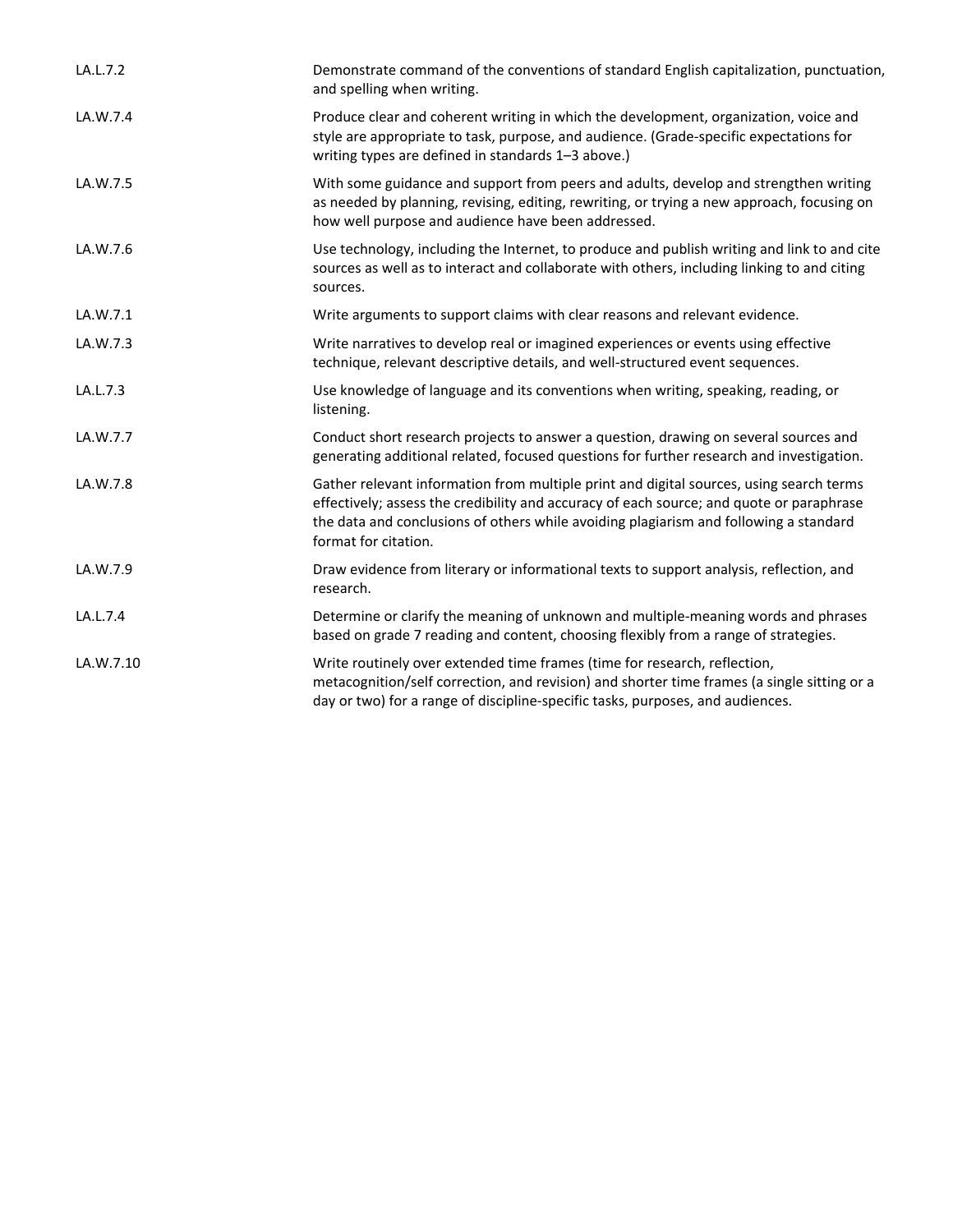| | |
|---|---|
| LA.L.7.2 | Demonstrate command of the conventions of standard English capitalization, punctuation, and spelling when writing. |
| LA.W.7.4 | Produce clear and coherent writing in which the development, organization, voice and style are appropriate to task, purpose, and audience. (Grade-specific expectations for writing types are defined in standards 1–3 above.) |
| LA.W.7.5 | With some guidance and support from peers and adults, develop and strengthen writing as needed by planning, revising, editing, rewriting, or trying a new approach, focusing on how well purpose and audience have been addressed. |
| LA.W.7.6 | Use technology, including the Internet, to produce and publish writing and link to and cite sources as well as to interact and collaborate with others, including linking to and citing sources. |
| LA.W.7.1 | Write arguments to support claims with clear reasons and relevant evidence. |
| LA.W.7.3 | Write narratives to develop real or imagined experiences or events using effective technique, relevant descriptive details, and well-structured event sequences. |
| LA.L.7.3 | Use knowledge of language and its conventions when writing, speaking, reading, or listening. |
| LA.W.7.7 | Conduct short research projects to answer a question, drawing on several sources and generating additional related, focused questions for further research and investigation. |
| LA.W.7.8 | Gather relevant information from multiple print and digital sources, using search terms effectively; assess the credibility and accuracy of each source; and quote or paraphrase the data and conclusions of others while avoiding plagiarism and following a standard format for citation. |
| LA.W.7.9 | Draw evidence from literary or informational texts to support analysis, reflection, and research. |
| LA.L.7.4 | Determine or clarify the meaning of unknown and multiple-meaning words and phrases based on grade 7 reading and content, choosing flexibly from a range of strategies. |
| LA.W.7.10 | Write routinely over extended time frames (time for research, reflection, metacognition/self correction, and revision) and shorter time frames (a single sitting or a day or two) for a range of discipline-specific tasks, purposes, and audiences. |